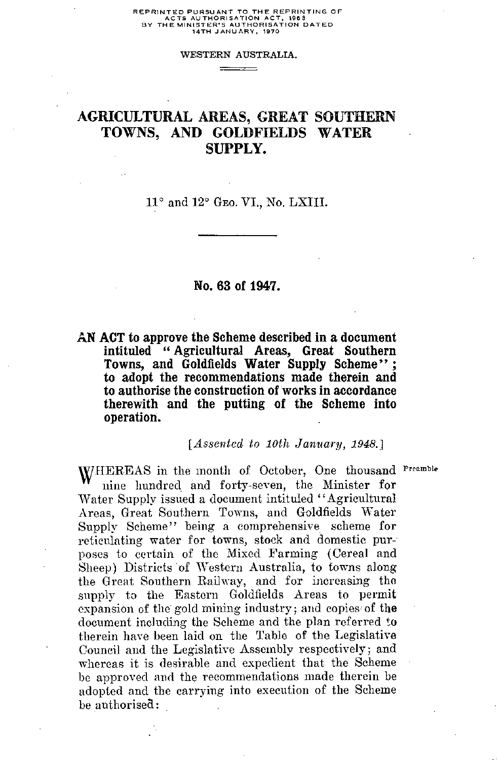REPRINTED PURSUANT TO THE REPRINTING OF ACTS AUTHORISATION ACT, 1963 BY THE MINISTER'S AUTHORISATION DATED 14TH JANUARY, 1970

WESTERN AUSTRALIA.

# AGRICULTURAL AREAS, GREAT SOUTHERN TOWNS, AND GOLDFIELDS WATER SUPPLY.

11° and 12° Geo. VI., No. LXIII.

## No. 63 of 1947.

**AN ACT to approve the Scheme described in a document intituled "Agricultural Areas, Great Southern Towns, and Goldfields Water Supply Scheme"; to adopt the recommendations made therein and to authorise the construction of works in accordance therewith and the putting of the Scheme into operation.**

[*Assented to 10th January, 1948.*]

Preamble

WHEREAS in the month of October, One thousand nine hundred and forty-seven, the Minister for Water Supply issued a document intituled "Agricultural Areas, Great Southern Towns, and Goldfields Water Supply Scheme" being a comprehensive scheme for reticulating water for towns, stock and domestic purposes to certain of the Mixed Farming (Cereal and Sheep) Districts of Western Australia, to towns along the Great Southern Railway, and for increasing the supply to the Eastern Goldfields Areas to permit expansion of the gold mining industry; and copies of the document including the Scheme and the plan referred to therein have been laid on the Table of the Legislative Council and the Legislative Assembly respectively; and whereas it is desirable and expedient that the Scheme be approved and the recommendations made therein be adopted and the carrying into execution of the Scheme be authorised: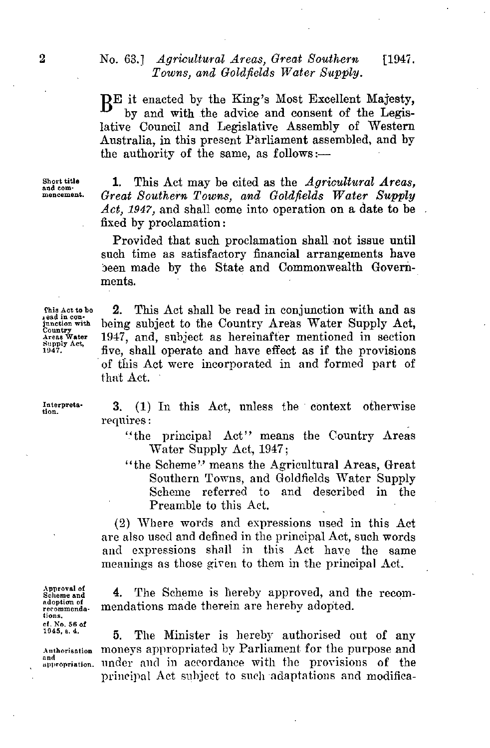BE it enacted by the King's Most Excellent Majesty, by and with the advice and consent of the Legislative Council and Legislative Assembly of Western Australia, in this present Parliament assembled, and by the authority of the same, as follows:—

Short title and commencement.

**1.** This Act may be cited as the *Agricultural Areas, Great Southern Towns, and Goldfields Water Supply Act, 1947*, and shall come into operation on a date to be fixed by proclamation:

Provided that such proclamation shall not issue until such time as satisfactory financial arrangements have been made by the State and Commonwealth Governments.

This Act to be read in conjunction with Country Areas Water Supply Act, 1947.

**2.** This Act shall be read in conjunction with and as being subject to the Country Areas Water Supply Act, 1947, and, subject as hereinafter mentioned in section five, shall operate and have effect as if the provisions of this Act were incorporated in and formed part of that Act.

Interpretation.

**3.** (1) In this Act, unless the context otherwise requires:

"the principal Act" means the Country Areas Water Supply Act, 1947;

"the Scheme" means the Agricultural Areas, Great Southern Towns, and Goldfields Water Supply Scheme referred to and described in the Preamble to this Act.

(2) Where words and expressions used in this Act are also used and defined in the principal Act, such words and expressions shall in this Act have the same meanings as those given to them in the principal Act.

Approval of Scheme and adoption of recommendations. cf. No. 56 of 1945, s. 4.

**4.** The Scheme is hereby approved, and the recommendations made therein are hereby adopted.

Authorisation and appropriation.

**5.** The Minister is hereby authorised out of any moneys appropriated by Parliament for the purpose and under and in accordance with the provisions of the principal Act subject to such adaptations and modifica-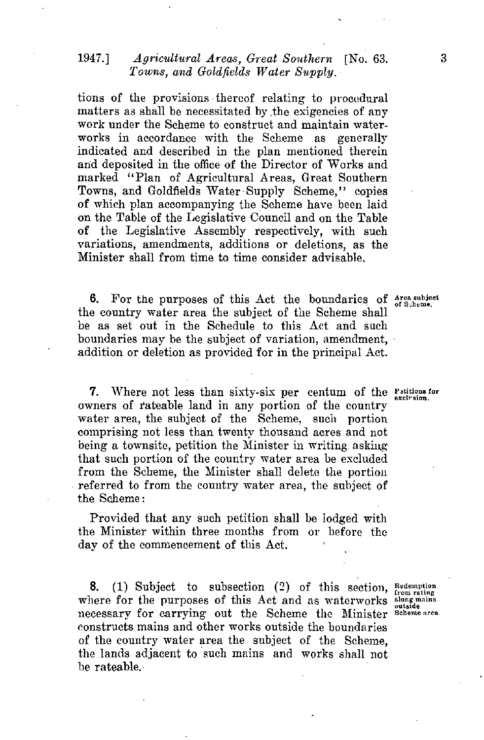tions of the provisions thereof relating to procedural matters as shall be necessitated by the exigencies of any work under the Scheme to construct and maintain waterworks in accordance with the Scheme as generally indicated and described in the plan mentioned therein and deposited in the office of the Director of Works and marked "Plan of Agricultural Areas, Great Southern Towns, and Goldfields Water Supply Scheme," copies of which plan accompanying the Scheme have been laid on the Table of the Legislative Council and on the Table of the Legislative Assembly respectively, with such variations, amendments, additions or deletions, as the Minister shall from time to time consider advisable.

*Area subject of Scheme.*

**6.** For the purposes of this Act the boundaries of the country water area the subject of the Scheme shall be as set out in the Schedule to this Act and such boundaries may be the subject of variation, amendment, addition or deletion as provided for in the principal Act.

*Petitions for exclusion.*

**7.** Where not less than sixty-six per centum of the owners of rateable land in any portion of the country water area, the subject of the Scheme, such portion comprising not less than twenty thousand acres and not being a townsite, petition the Minister in writing asking that such portion of the country water area be excluded from the Scheme, the Minister shall delete the portion referred to from the country water area, the subject of the Scheme:

Provided that any such petition shall be lodged with the Minister within three months from or before the day of the commencement of this Act.

*Redemption from rating along mains outside Scheme area.*

**8.** (1) Subject to subsection (2) of this section, where for the purposes of this Act and as waterworks necessary for carrying out the Scheme the Minister constructs mains and other works outside the boundaries of the country water area the subject of the Scheme, the lands adjacent to such mains and works shall not be rateable.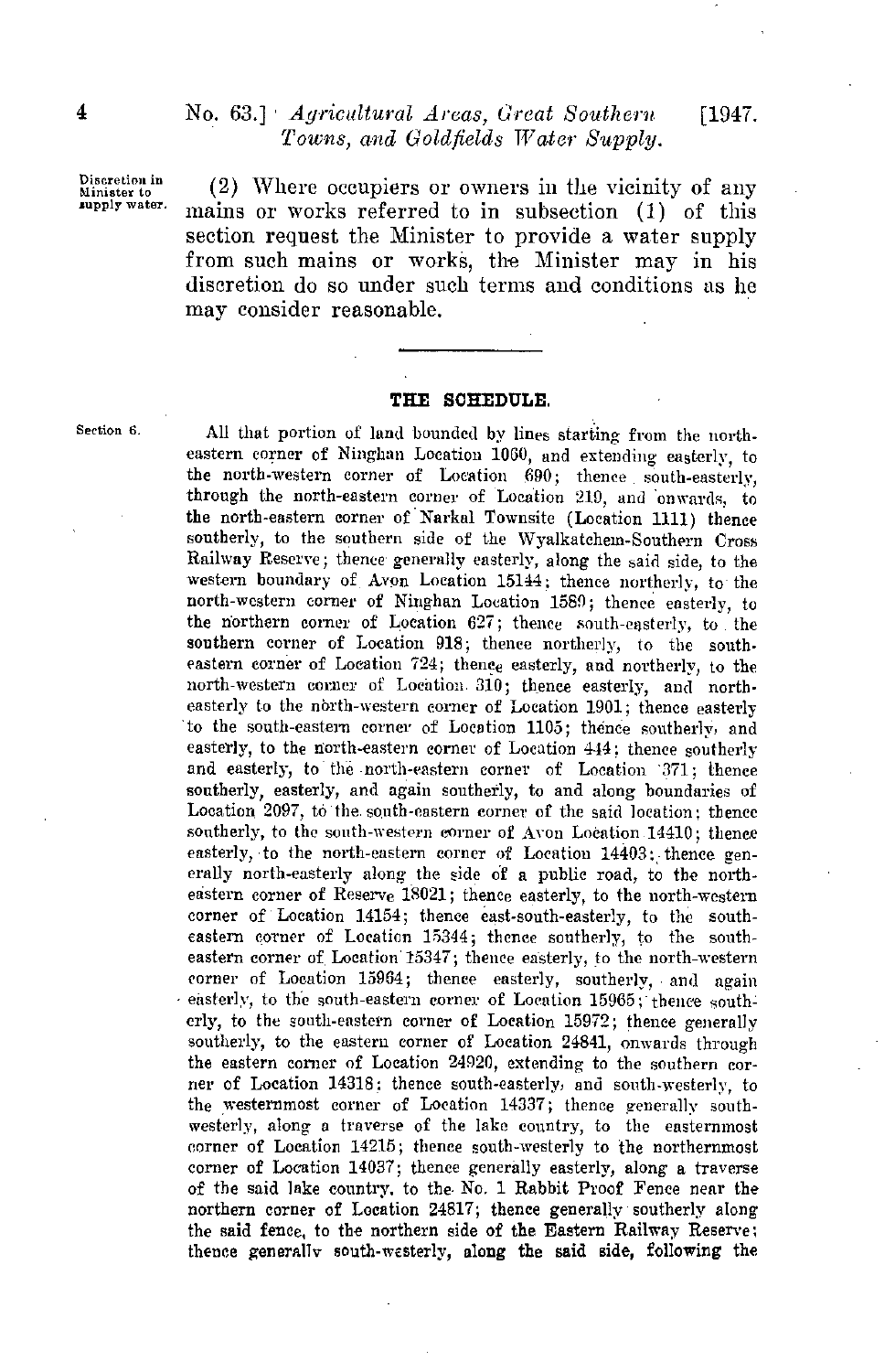*Discretion in Minister to supply water.*

(2) Where occupiers or owners in the vicinity of any mains or works referred to in subsection (1) of this section request the Minister to provide a water supply from such mains or works, the Minister may in his discretion do so under such terms and conditions as he may consider reasonable.

---

## THE SCHEDULE.

*Section 6.*

All that portion of land bounded by lines starting from the north-eastern corner of Ninghan Location 1060, and extending easterly, to the north-western corner of Location 690; thence south-easterly, through the north-eastern corner of Location 219, and onwards, to the north-eastern corner of Narkal Townsite (Location 1111) thence southerly, to the southern side of the Wyalkatchem-Southern Cross Railway Reserve; thence generally easterly, along the said side, to the western boundary of Avon Location 15144; thence northerly, to the north-western corner of Ninghan Location 1589; thence easterly, to the northern corner of Location 627; thence south-easterly, to the southern corner of Location 918; thence northerly, to the south-eastern corner of Location 724; thence easterly, and northerly, to the north-western corner of Location 310; thence easterly, and north-easterly to the north-western corner of Location 1901; thence easterly to the south-eastern corner of Location 1105; thence southerly, and easterly, to the north-eastern corner of Location 444; thence southerly and easterly, to the north-eastern corner of Location 371; thence southerly, easterly, and again southerly, to and along boundaries of Location 2097, to the south-eastern corner of the said location; thence southerly, to the south-western corner of Avon Location 14410; thence easterly, to the north-eastern corner of Location 14403; thence generally north-easterly along the side of a public road, to the north-eastern corner of Reserve 18021; thence easterly, to the north-western corner of Location 14154; thence east-south-easterly, to the south-eastern corner of Location 15344; thence southerly, to the south-eastern corner of Location 15347; thence easterly, to the north-western corner of Location 15964; thence easterly, southerly, and again easterly, to the south-eastern corner of Location 15965; thence southerly, to the south-eastern corner of Location 15972; thence generally southerly, to the eastern corner of Location 24841, onwards through the eastern corner of Location 24920, extending to the southern corner of Location 14318; thence south-easterly, and south-westerly, to the westernmost corner of Location 14337; thence generally south-westerly, along a traverse of the lake country, to the easternmost corner of Location 14215; thence south-westerly to the northernmost corner of Location 14037; thence generally easterly, along a traverse of the said lake country, to the No. 1 Rabbit Proof Fence near the northern corner of Location 24817; thence generally southerly along the said fence, to the northern side of the Eastern Railway Reserve; thence generally south-westerly, along the said side, following the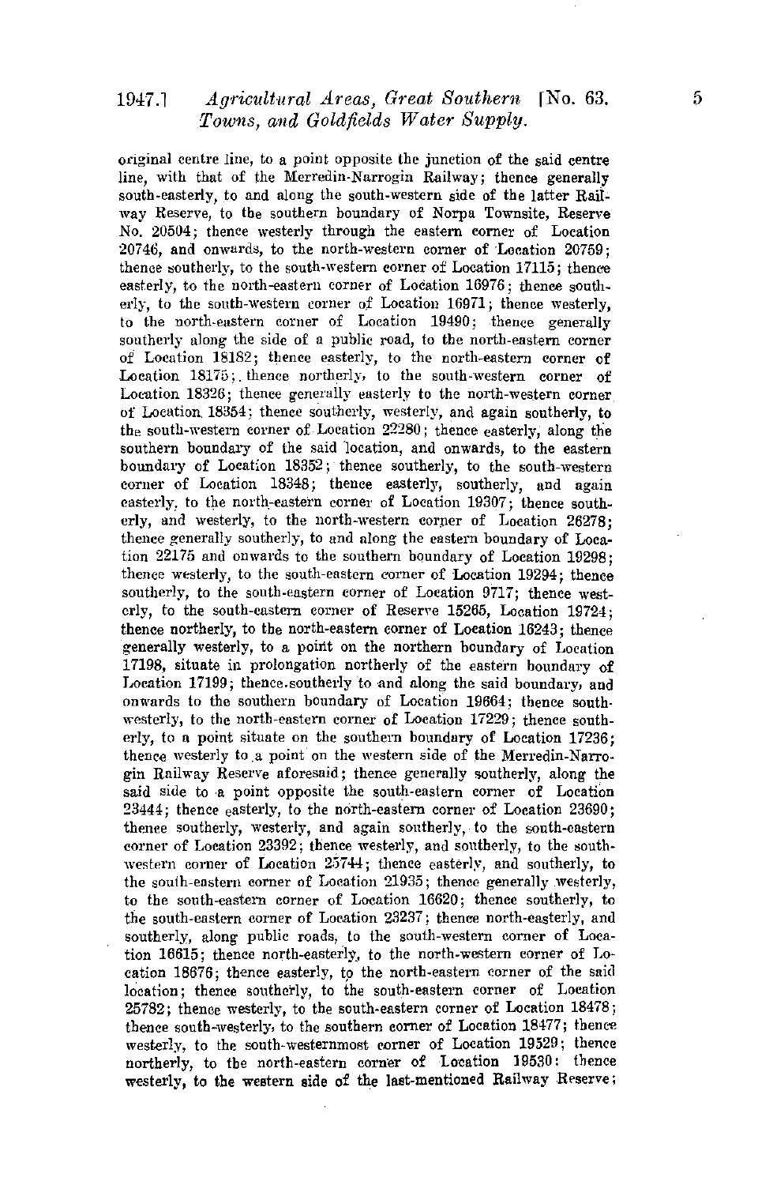original centre line, to a point opposite the junction of the said centre line, with that of the Merredin-Narrogin Railway; thence generally south-easterly, to and along the south-western side of the latter Railway Reserve, to the southern boundary of Norpa Townsite, Reserve No. 20504; thence westerly through the eastern corner of Location 20746, and onwards, to the north-western corner of Location 20759; thence southerly, to the south-western corner of Location 17115; thence easterly, to the north-eastern corner of Location 16976; thence southerly, to the south-western corner of Location 16971; thence westerly, to the north-eastern corner of Location 19490; thence generally southerly along the side of a public road, to the north-eastern corner of Location 18182; thence easterly, to the north-eastern corner of Location 18175; thence northerly, to the south-western corner of Location 18326; thence generally easterly to the north-western corner of Location 18354; thence southerly, westerly, and again southerly, to the south-western corner of Location 22280; thence easterly, along the southern boundary of the said location, and onwards, to the eastern boundary of Location 18352; thence southerly, to the south-western corner of Location 18348; thence easterly, southerly, and again easterly, to the north-eastern corner of Location 19307; thence southerly, and westerly, to the north-western corner of Location 26278; thence generally southerly, to and along the eastern boundary of Location 22175 and onwards to the southern boundary of Location 19298; thence westerly, to the south-eastern corner of Location 19294; thence southerly, to the south-eastern corner of Location 9717; thence westerly, to the south-eastern corner of Reserve 15265, Location 19724; thence northerly, to the north-eastern corner of Location 16243; thence generally westerly, to a point on the northern boundary of Location 17198, situate in prolongation northerly of the eastern boundary of Location 17199; thence southerly to and along the said boundary, and onwards to the southern boundary of Location 19664; thence south-westerly, to the north-eastern corner of Location 17229; thence southerly, to a point situate on the southern boundary of Location 17236; thence westerly to a point on the western side of the Merredin-Narrogin Railway Reserve aforesaid; thence generally southerly, along the said side to a point opposite the south-eastern corner of Location 23444; thence easterly, to the north-eastern corner of Location 23690; thence southerly, westerly, and again southerly, to the south-eastern corner of Location 23392; thence westerly, and southerly, to the south-western corner of Location 25744; thence easterly, and southerly, to the south-eastern corner of Location 21935; thence generally westerly, to the south-eastern corner of Location 16620; thence southerly, to the south-eastern corner of Location 23237; thence north-easterly, and southerly, along public roads, to the south-western corner of Location 16615; thence north-easterly, to the north-western corner of Location 18676; thence easterly, to the north-eastern corner of the said location; thence southerly, to the south-eastern corner of Location 25782; thence westerly, to the south-eastern corner of Location 18478; thence south-westerly, to the southern corner of Location 18477; thence westerly, to the south-westernmost corner of Location 19529; thence northerly, to the north-eastern corner of Location 19530: thence westerly, to the western side of the last-mentioned Railway Reserve;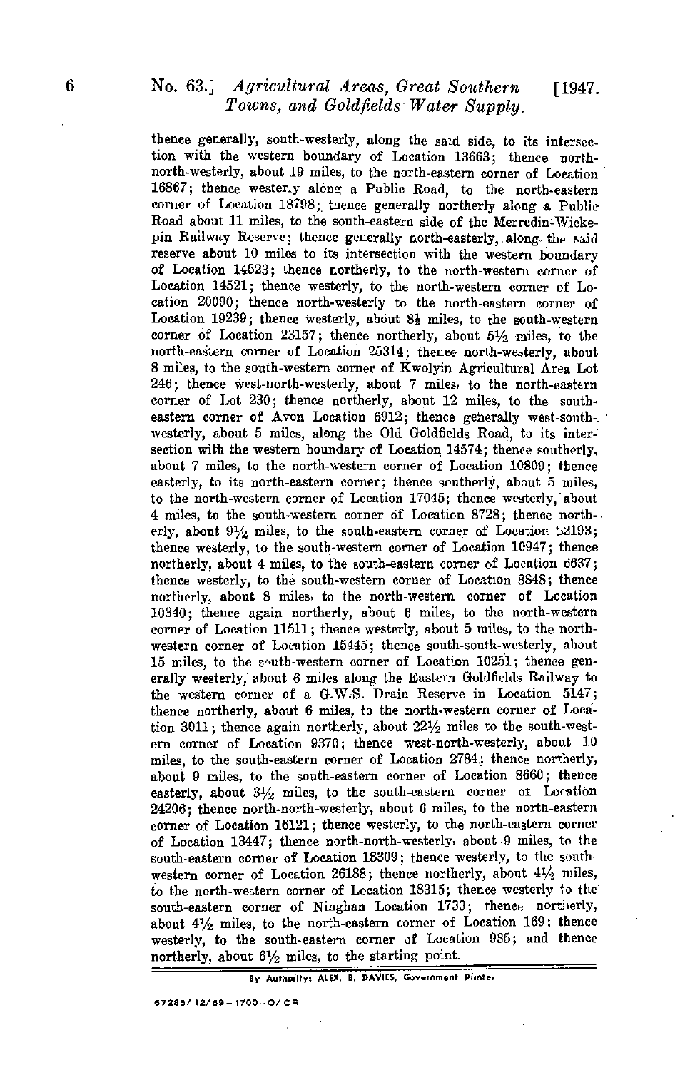thence generally, south-westerly, along the said side, to its intersection with the western boundary of Location 13663; thence north-north-westerly, about 19 miles, to the north-eastern corner of Location 16867; thence westerly along a Public Road, to the north-eastern corner of Location 18798; thence generally northerly along a Public Road about 11 miles, to the south-eastern side of the Merredin-Wickepin Railway Reserve; thence generally north-easterly, along the said reserve about 10 miles to its intersection with the western boundary of Location 14523; thence northerly, to the north-western corner of Location 14521; thence westerly, to the north-western corner of Location 20090; thence north-westerly to the north-eastern corner of Location 19239; thence westerly, about 8½ miles, to the south-western corner of Location 23157; thence northerly, about 5½ miles, to the north-eastern corner of Location 25314; thence north-westerly, about 8 miles, to the south-western corner of Kwolyin Agricultural Area Lot 246; thence west-north-westerly, about 7 miles, to the north-eastern corner of Lot 230; thence northerly, about 12 miles, to the south-eastern corner of Avon Location 6912; thence generally west-south-westerly, about 5 miles, along the Old Goldfields Road, to its intersection with the western boundary of Location 14574; thence southerly, about 7 miles, to the north-western corner of Location 10809; thence easterly, to its north-eastern corner; thence southerly, about 5 miles, to the north-western corner of Location 17045; thence westerly, about 4 miles, to the south-western corner of Location 8728; thence northerly, about 9½ miles, to the south-eastern corner of Location 22193; thence westerly, to the south-western corner of Location 10947; thence northerly, about 4 miles, to the south-eastern corner of Location 6637; thence westerly, to the south-western corner of Location 8848; thence northerly, about 8 miles, to the north-western corner of Location 10340; thence again northerly, about 6 miles, to the north-western corner of Location 11511; thence westerly, about 5 miles, to the north-western corner of Location 15445; thence south-south-westerly, about 15 miles, to the south-western corner of Location 10251; thence generally westerly, about 6 miles along the Eastern Goldfields Railway to the western corner of a G.W.S. Drain Reserve in Location 5147; thence northerly, about 6 miles, to the north-western corner of Location 3011; thence again northerly, about 22½ miles to the south-western corner of Location 9370; thence west-north-westerly, about 10 miles, to the south-eastern corner of Location 2784; thence northerly, about 9 miles, to the south-eastern corner of Location 8660; thence easterly, about 3½ miles, to the south-eastern corner of Location 24206; thence north-north-westerly, about 6 miles, to the north-eastern corner of Location 16121; thence westerly, to the north-eastern corner of Location 13447; thence north-north-westerly, about 9 miles, to the south-eastern corner of Location 18309; thence westerly, to the south-western corner of Location 26188; thence northerly, about 4½ miles, to the north-western corner of Location 18315; thence westerly to the south-eastern corner of Ninghan Location 1733; thence northerly, about 4½ miles, to the north-eastern corner of Location 169; thence westerly, to the south-eastern corner of Location 935; and thence northerly, about 6½ miles, to the starting point.

By Authority: ALEX. B. DAVIES, Government Printer

67286/12/69—1700—O/CR